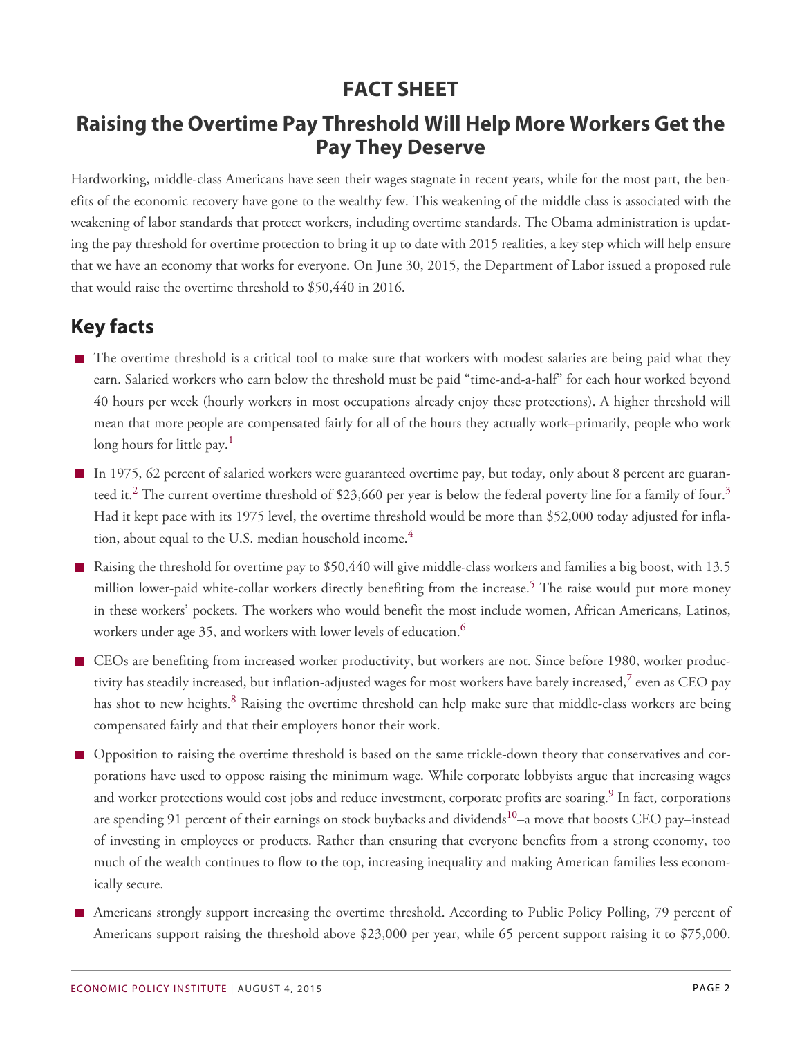# FACT SHEET

## Raising the Overtime Pay Threshold Will Help More Workers Get the Pay They Deserve

Hardworking, middle-class Americans have seen their wages stagnate in recent years, while for the most part, the benefits of the economic recovery have gone to the wealthy few. This weakening of the middle class is associated with the weakening of labor standards that protect workers, including overtime standards. The Obama administration is updating the pay threshold for overtime protection to bring it up to date with 2015 realities, a key step which will help ensure that we have an economy that works for everyone. On June 30, 2015, the Department of Labor issued a proposed rule that would raise the overtime threshold to $50,440 in 2016.

## Key facts

- The overtime threshold is a critical tool to make sure that workers with modest salaries are being paid what they earn. Salaried workers who earn below the threshold must be paid "time-and-a-half" for each hour worked beyond 40 hours per week (hourly workers in most occupations already enjoy these protections). A higher threshold will mean that more people are compensated fairly for all of the hours they actually work–primarily, people who work long hours for little pay.[1]

- In 1975, 62 percent of salaried workers were guaranteed overtime pay, but today, only about 8 percent are guaranteed it.[2] The current overtime threshold of $23,660 per year is below the federal poverty line for a family of four.[3] Had it kept pace with its 1975 level, the overtime threshold would be more than $52,000 today adjusted for inflation, about equal to the U.S. median household income.[4]

- Raising the threshold for overtime pay to $50,440 will give middle-class workers and families a big boost, with 13.5 million lower-paid white-collar workers directly benefiting from the increase.[5] The raise would put more money in these workers' pockets. The workers who would benefit the most include women, African Americans, Latinos, workers under age 35, and workers with lower levels of education.[6]

- CEOs are benefiting from increased worker productivity, but workers are not. Since before 1980, worker productivity has steadily increased, but inflation-adjusted wages for most workers have barely increased,[7] even as CEO pay has shot to new heights.[8] Raising the overtime threshold can help make sure that middle-class workers are being compensated fairly and that their employers honor their work.

- Opposition to raising the overtime threshold is based on the same trickle-down theory that conservatives and corporations have used to oppose raising the minimum wage. While corporate lobbyists argue that increasing wages and worker protections would cost jobs and reduce investment, corporate profits are soaring.[9] In fact, corporations are spending 91 percent of their earnings on stock buybacks and dividends[10]–a move that boosts CEO pay–instead of investing in employees or products. Rather than ensuring that everyone benefits from a strong economy, too much of the wealth continues to flow to the top, increasing inequality and making American families less economically secure.

- Americans strongly support increasing the overtime threshold. According to Public Policy Polling, 79 percent of Americans support raising the threshold above $23,000 per year, while 65 percent support raising it to $75,000.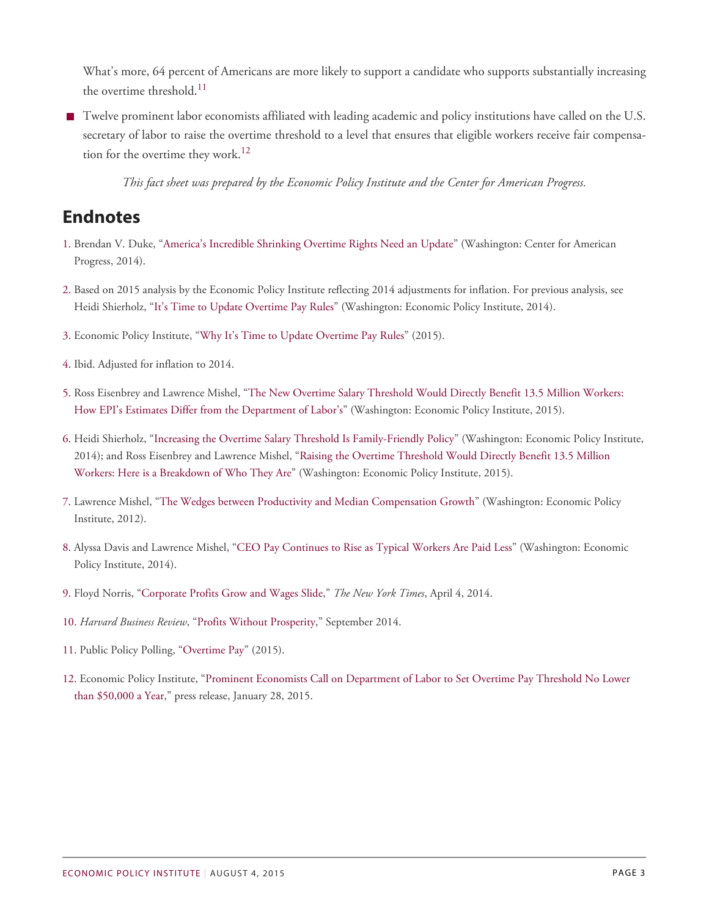What's more, 64 percent of Americans are more likely to support a candidate who supports substantially increasing the overtime threshold.[11]

- Twelve prominent labor economists affiliated with leading academic and policy institutions have called on the U.S. secretary of labor to raise the overtime threshold to a level that ensures that eligible workers receive fair compensation for the overtime they work.[12]

*This fact sheet was prepared by the Economic Policy Institute and the Center for American Progress.*

## Endnotes

1. Brendan V. Duke, "America's Incredible Shrinking Overtime Rights Need an Update" (Washington: Center for American Progress, 2014).

2. Based on 2015 analysis by the Economic Policy Institute reflecting 2014 adjustments for inflation. For previous analysis, see Heidi Shierholz, "It's Time to Update Overtime Pay Rules" (Washington: Economic Policy Institute, 2014).

3. Economic Policy Institute, "Why It's Time to Update Overtime Pay Rules" (2015).

4. Ibid. Adjusted for inflation to 2014.

5. Ross Eisenbrey and Lawrence Mishel, "The New Overtime Salary Threshold Would Directly Benefit 13.5 Million Workers: How EPI's Estimates Differ from the Department of Labor's" (Washington: Economic Policy Institute, 2015).

6. Heidi Shierholz, "Increasing the Overtime Salary Threshold Is Family-Friendly Policy" (Washington: Economic Policy Institute, 2014); and Ross Eisenbrey and Lawrence Mishel, "Raising the Overtime Threshold Would Directly Benefit 13.5 Million Workers: Here is a Breakdown of Who They Are" (Washington: Economic Policy Institute, 2015).

7. Lawrence Mishel, "The Wedges between Productivity and Median Compensation Growth" (Washington: Economic Policy Institute, 2012).

8. Alyssa Davis and Lawrence Mishel, "CEO Pay Continues to Rise as Typical Workers Are Paid Less" (Washington: Economic Policy Institute, 2014).

9. Floyd Norris, "Corporate Profits Grow and Wages Slide," *The New York Times*, April 4, 2014.

10. *Harvard Business Review*, "Profits Without Prosperity," September 2014.

11. Public Policy Polling, "Overtime Pay" (2015).

12. Economic Policy Institute, "Prominent Economists Call on Department of Labor to Set Overtime Pay Threshold No Lower than $50,000 a Year," press release, January 28, 2015.